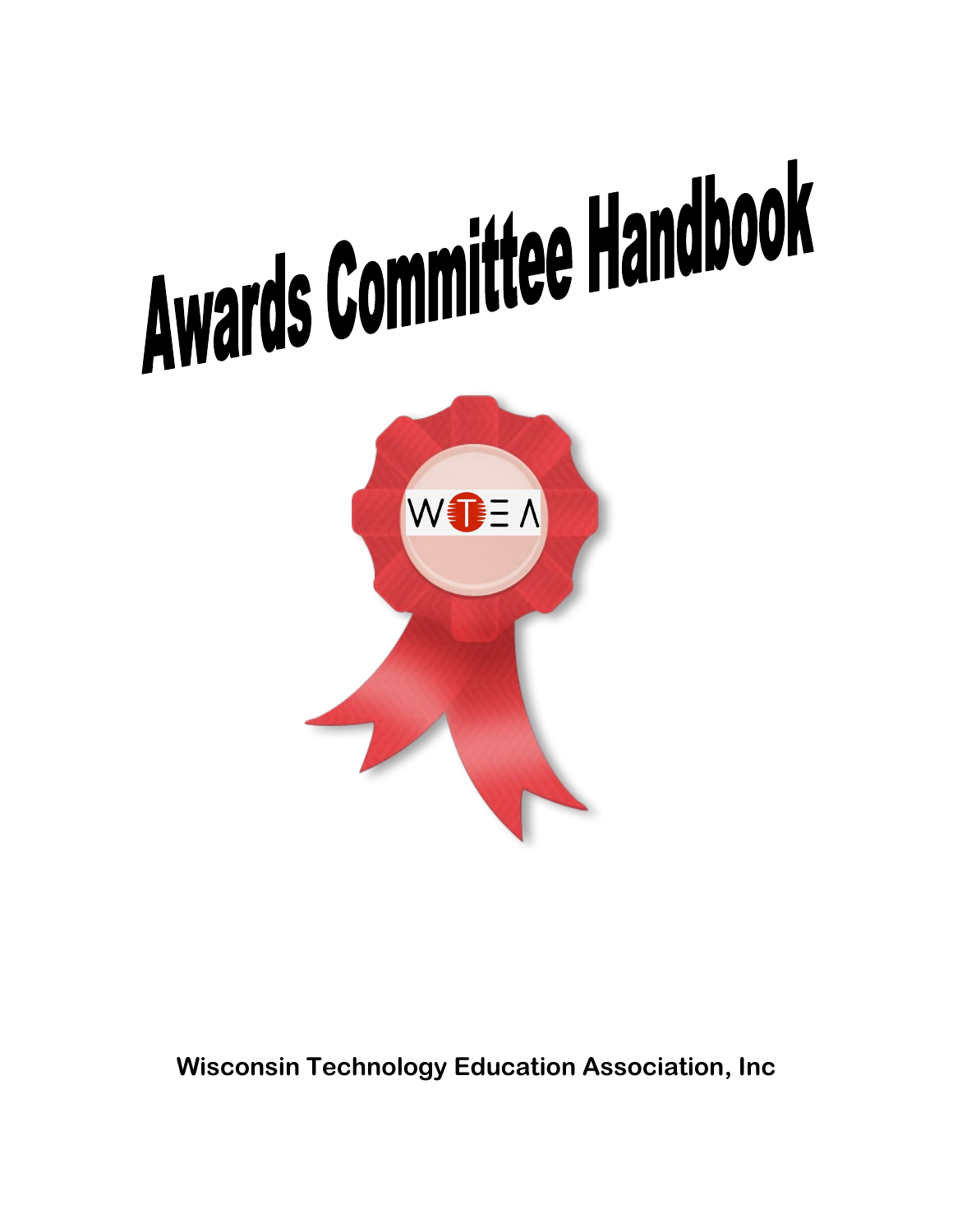# Awards Committee Handbook

**Wisconsin Technology Education Association, Inc**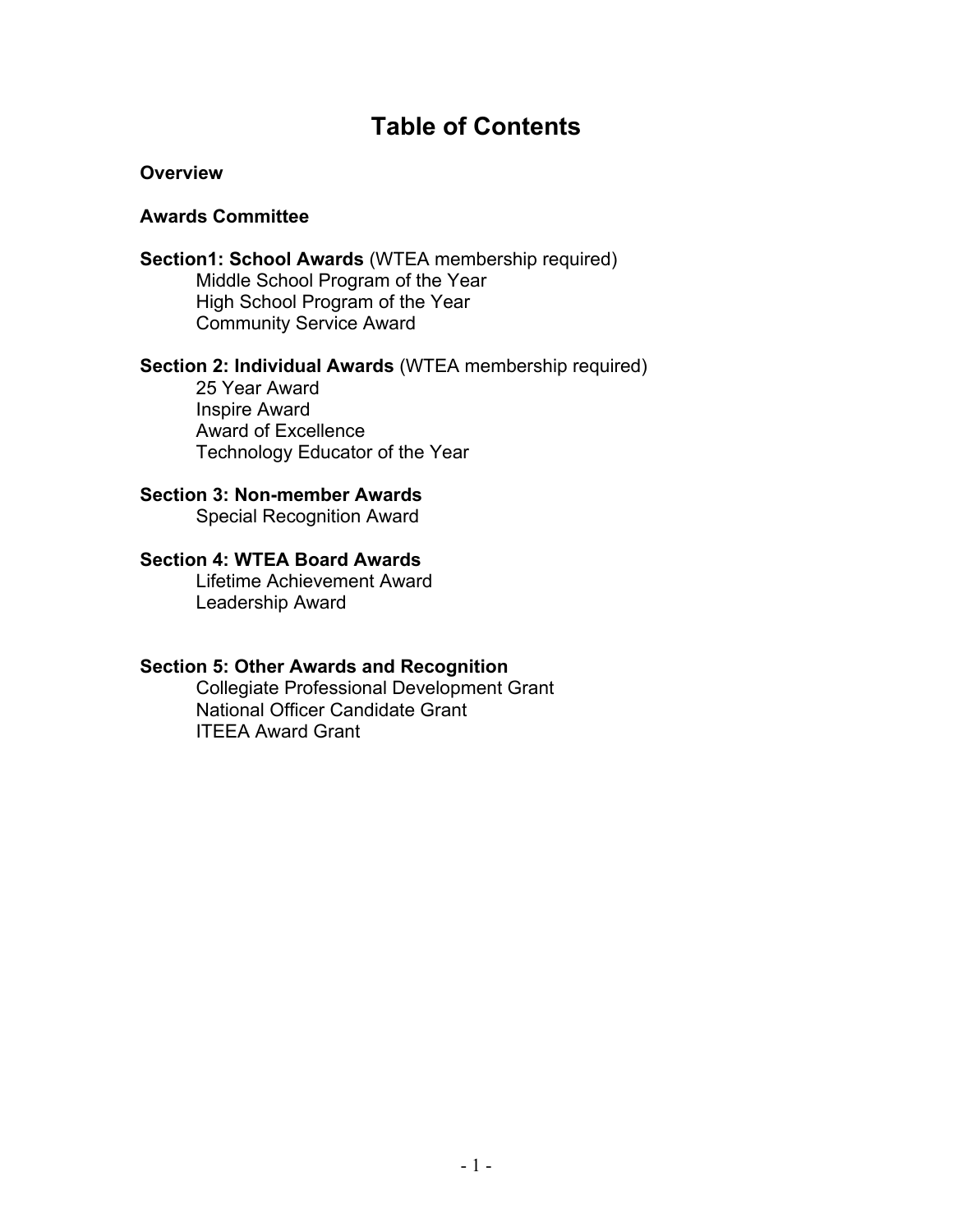# Table of Contents

**Overview**

**Awards Committee**

**Section1: School Awards** (WTEA membership required)
- Middle School Program of the Year
- High School Program of the Year
- Community Service Award

**Section 2: Individual Awards** (WTEA membership required)
- 25 Year Award
- Inspire Award
- Award of Excellence
- Technology Educator of the Year

**Section 3: Non-member Awards**
- Special Recognition Award

**Section 4: WTEA Board Awards**
- Lifetime Achievement Award
- Leadership Award

**Section 5: Other Awards and Recognition**
- Collegiate Professional Development Grant
- National Officer Candidate Grant
- ITEEA Award Grant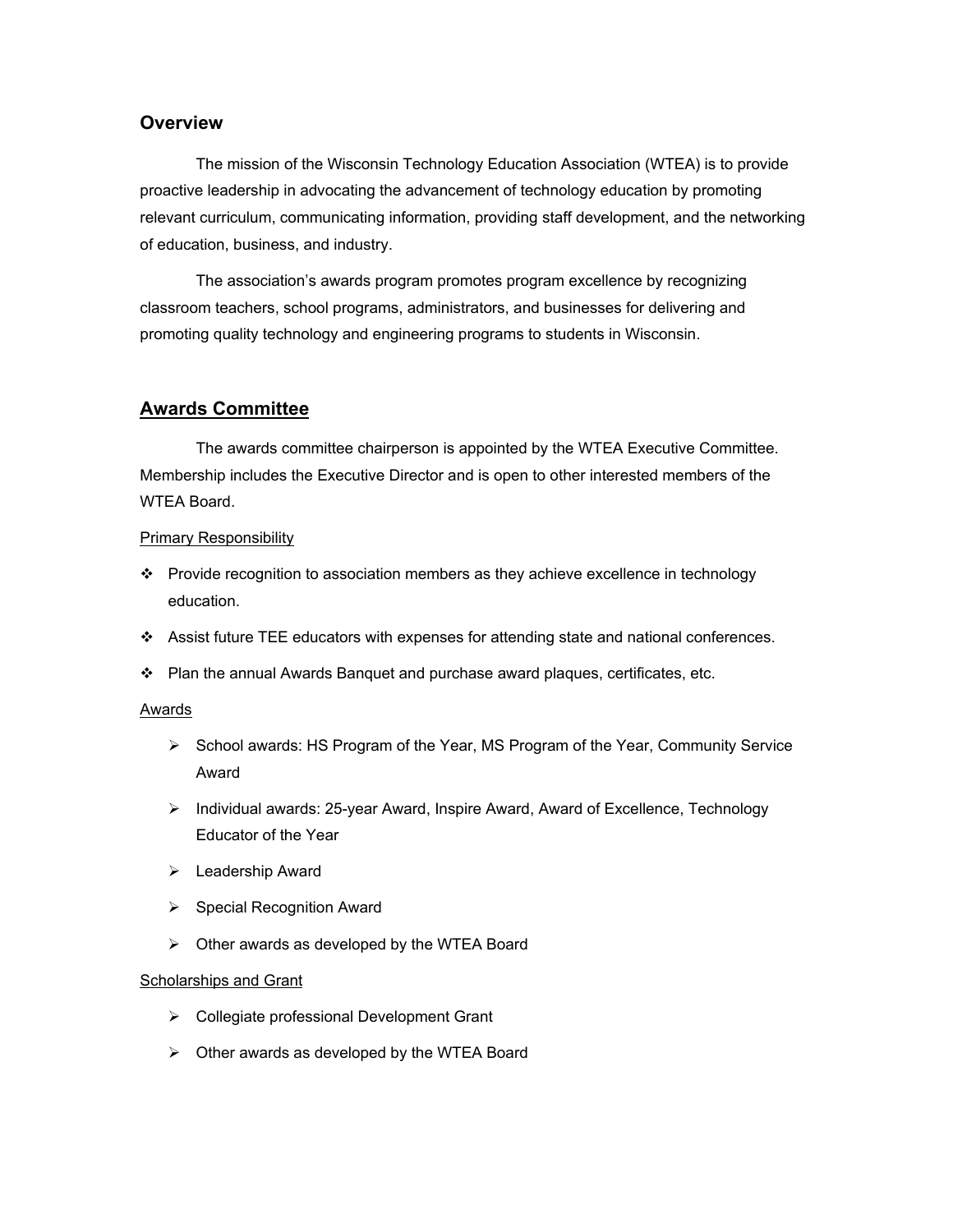## Overview

The mission of the Wisconsin Technology Education Association (WTEA) is to provide proactive leadership in advocating the advancement of technology education by promoting relevant curriculum, communicating information, providing staff development, and the networking of education, business, and industry.

The association's awards program promotes program excellence by recognizing classroom teachers, school programs, administrators, and businesses for delivering and promoting quality technology and engineering programs to students in Wisconsin.

## Awards Committee

The awards committee chairperson is appointed by the WTEA Executive Committee. Membership includes the Executive Director and is open to other interested members of the WTEA Board.

### Primary Responsibility

- Provide recognition to association members as they achieve excellence in technology education.
- Assist future TEE educators with expenses for attending state and national conferences.
- Plan the annual Awards Banquet and purchase award plaques, certificates, etc.

### Awards

- School awards: HS Program of the Year, MS Program of the Year, Community Service Award
- Individual awards: 25-year Award, Inspire Award, Award of Excellence, Technology Educator of the Year
- Leadership Award
- Special Recognition Award
- Other awards as developed by the WTEA Board

### Scholarships and Grant

- Collegiate professional Development Grant
- Other awards as developed by the WTEA Board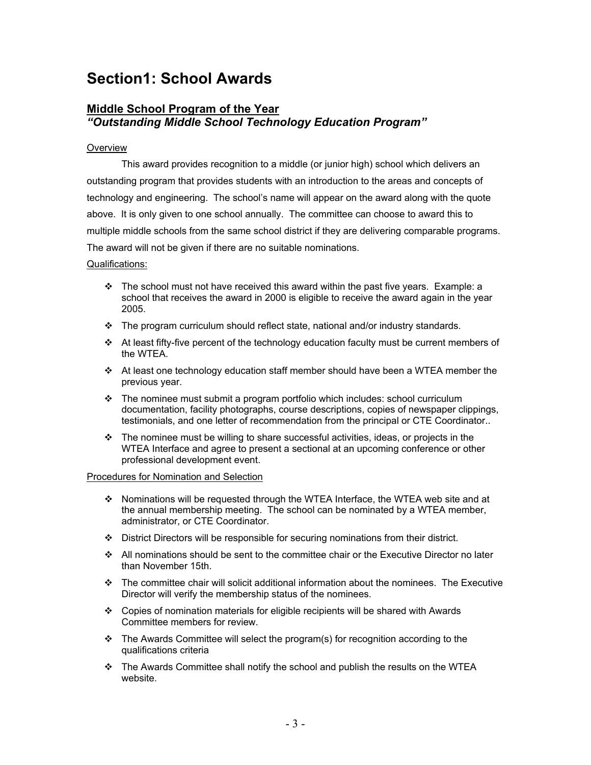# Section1: School Awards

## Middle School Program of the Year
### *"Outstanding Middle School Technology Education Program"*

Overview

This award provides recognition to a middle (or junior high) school which delivers an outstanding program that provides students with an introduction to the areas and concepts of technology and engineering. The school's name will appear on the award along with the quote above. It is only given to one school annually. The committee can choose to award this to multiple middle schools from the same school district if they are delivering comparable programs. The award will not be given if there are no suitable nominations.

Qualifications:

- The school must not have received this award within the past five years. Example: a school that receives the award in 2000 is eligible to receive the award again in the year 2005.
- The program curriculum should reflect state, national and/or industry standards.
- At least fifty-five percent of the technology education faculty must be current members of the WTEA.
- At least one technology education staff member should have been a WTEA member the previous year.
- The nominee must submit a program portfolio which includes: school curriculum documentation, facility photographs, course descriptions, copies of newspaper clippings, testimonials, and one letter of recommendation from the principal or CTE Coordinator..
- The nominee must be willing to share successful activities, ideas, or projects in the WTEA Interface and agree to present a sectional at an upcoming conference or other professional development event.

Procedures for Nomination and Selection

- Nominations will be requested through the WTEA Interface, the WTEA web site and at the annual membership meeting. The school can be nominated by a WTEA member, administrator, or CTE Coordinator.
- District Directors will be responsible for securing nominations from their district.
- All nominations should be sent to the committee chair or the Executive Director no later than November 15th.
- The committee chair will solicit additional information about the nominees. The Executive Director will verify the membership status of the nominees.
- Copies of nomination materials for eligible recipients will be shared with Awards Committee members for review.
- The Awards Committee will select the program(s) for recognition according to the qualifications criteria
- The Awards Committee shall notify the school and publish the results on the WTEA website.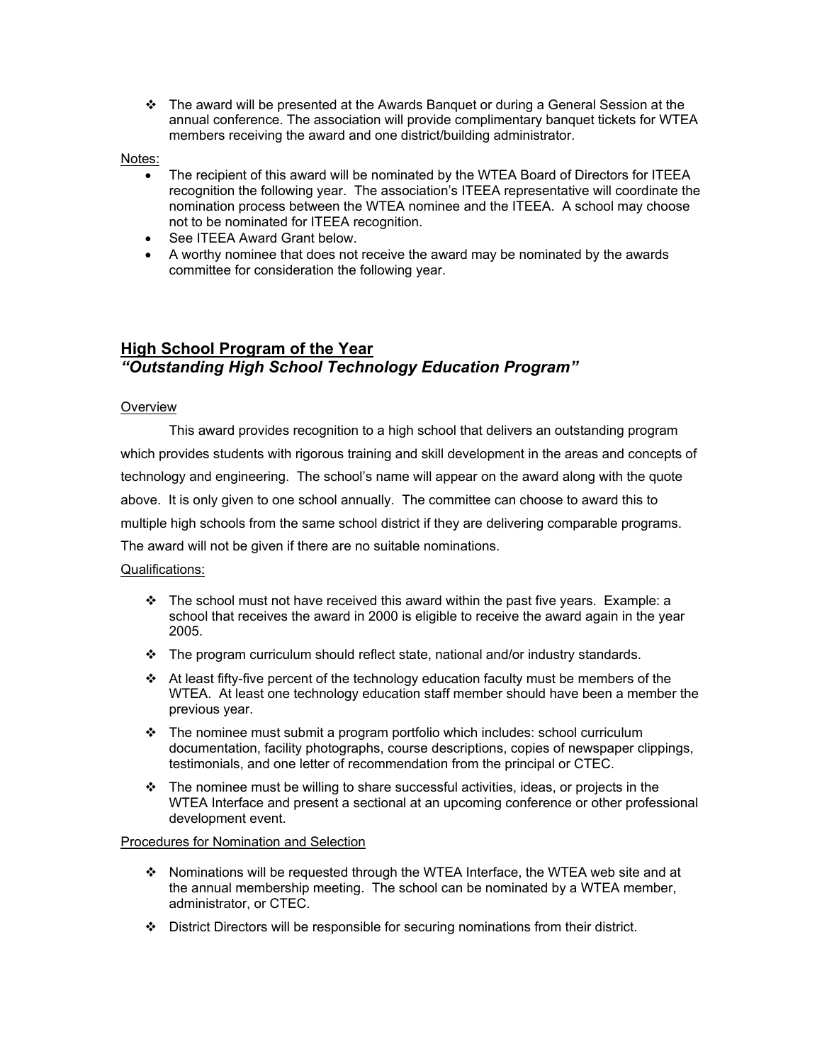- The award will be presented at the Awards Banquet or during a General Session at the annual conference. The association will provide complimentary banquet tickets for WTEA members receiving the award and one district/building administrator.

Notes:

- The recipient of this award will be nominated by the WTEA Board of Directors for ITEEA recognition the following year. The association's ITEEA representative will coordinate the nomination process between the WTEA nominee and the ITEEA. A school may choose not to be nominated for ITEEA recognition.
- See ITEEA Award Grant below.
- A worthy nominee that does not receive the award may be nominated by the awards committee for consideration the following year.

## High School Program of the Year

### *"Outstanding High School Technology Education Program"*

Overview

This award provides recognition to a high school that delivers an outstanding program which provides students with rigorous training and skill development in the areas and concepts of technology and engineering. The school's name will appear on the award along with the quote above. It is only given to one school annually. The committee can choose to award this to multiple high schools from the same school district if they are delivering comparable programs. The award will not be given if there are no suitable nominations.

Qualifications:

- The school must not have received this award within the past five years. Example: a school that receives the award in 2000 is eligible to receive the award again in the year 2005.
- The program curriculum should reflect state, national and/or industry standards.
- At least fifty-five percent of the technology education faculty must be members of the WTEA. At least one technology education staff member should have been a member the previous year.
- The nominee must submit a program portfolio which includes: school curriculum documentation, facility photographs, course descriptions, copies of newspaper clippings, testimonials, and one letter of recommendation from the principal or CTEC.
- The nominee must be willing to share successful activities, ideas, or projects in the WTEA Interface and present a sectional at an upcoming conference or other professional development event.

Procedures for Nomination and Selection

- Nominations will be requested through the WTEA Interface, the WTEA web site and at the annual membership meeting. The school can be nominated by a WTEA member, administrator, or CTEC.
- District Directors will be responsible for securing nominations from their district.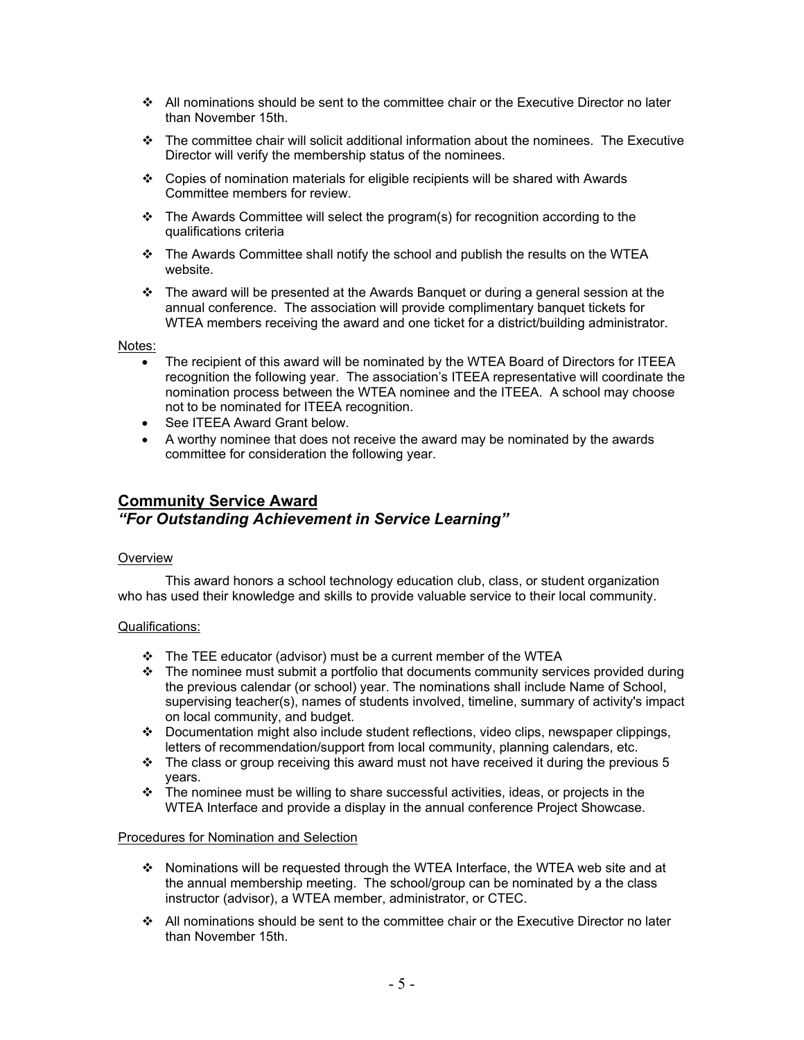- All nominations should be sent to the committee chair or the Executive Director no later than November 15th.
- The committee chair will solicit additional information about the nominees. The Executive Director will verify the membership status of the nominees.
- Copies of nomination materials for eligible recipients will be shared with Awards Committee members for review.
- The Awards Committee will select the program(s) for recognition according to the qualifications criteria
- The Awards Committee shall notify the school and publish the results on the WTEA website.
- The award will be presented at the Awards Banquet or during a general session at the annual conference. The association will provide complimentary banquet tickets for WTEA members receiving the award and one ticket for a district/building administrator.

Notes:

- The recipient of this award will be nominated by the WTEA Board of Directors for ITEEA recognition the following year. The association's ITEEA representative will coordinate the nomination process between the WTEA nominee and the ITEEA. A school may choose not to be nominated for ITEEA recognition.
- See ITEEA Award Grant below.
- A worthy nominee that does not receive the award may be nominated by the awards committee for consideration the following year.

## Community Service Award
### *"For Outstanding Achievement in Service Learning"*

Overview

This award honors a school technology education club, class, or student organization who has used their knowledge and skills to provide valuable service to their local community.

Qualifications:

- The TEE educator (advisor) must be a current member of the WTEA
- The nominee must submit a portfolio that documents community services provided during the previous calendar (or school) year. The nominations shall include Name of School, supervising teacher(s), names of students involved, timeline, summary of activity's impact on local community, and budget.
- Documentation might also include student reflections, video clips, newspaper clippings, letters of recommendation/support from local community, planning calendars, etc.
- The class or group receiving this award must not have received it during the previous 5 years.
- The nominee must be willing to share successful activities, ideas, or projects in the WTEA Interface and provide a display in the annual conference Project Showcase.

Procedures for Nomination and Selection

- Nominations will be requested through the WTEA Interface, the WTEA web site and at the annual membership meeting. The school/group can be nominated by a the class instructor (advisor), a WTEA member, administrator, or CTEC.
- All nominations should be sent to the committee chair or the Executive Director no later than November 15th.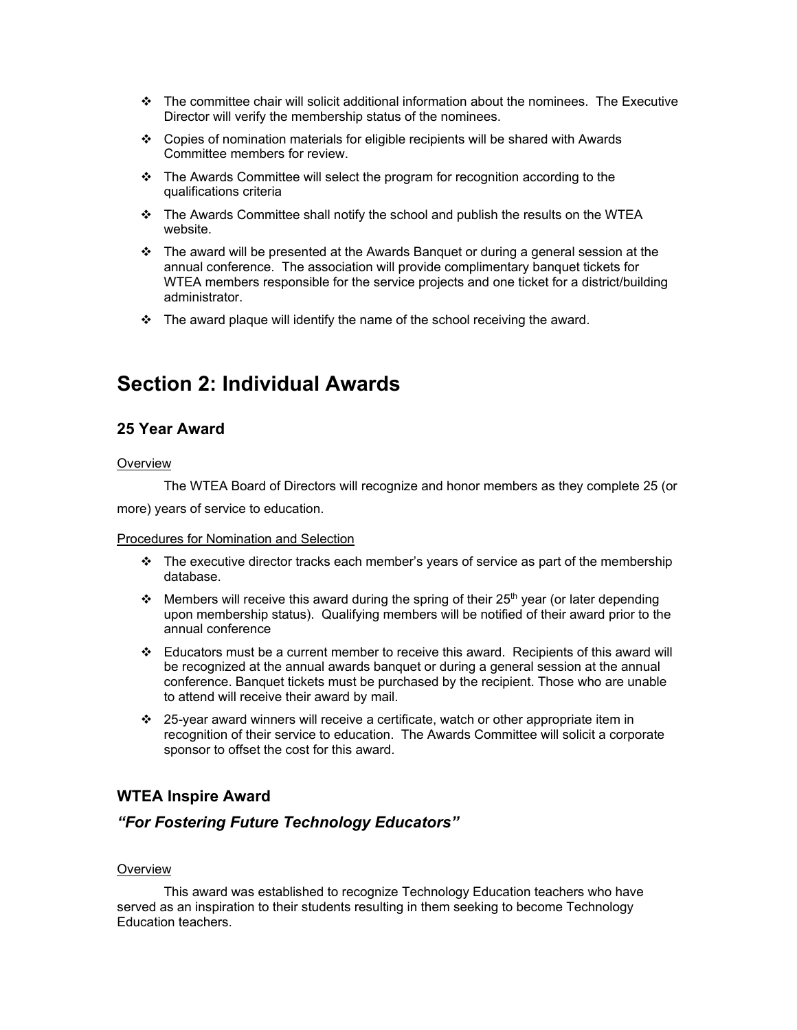- The committee chair will solicit additional information about the nominees. The Executive Director will verify the membership status of the nominees.
- Copies of nomination materials for eligible recipients will be shared with Awards Committee members for review.
- The Awards Committee will select the program for recognition according to the qualifications criteria
- The Awards Committee shall notify the school and publish the results on the WTEA website.
- The award will be presented at the Awards Banquet or during a general session at the annual conference. The association will provide complimentary banquet tickets for WTEA members responsible for the service projects and one ticket for a district/building administrator.
- The award plaque will identify the name of the school receiving the award.

# Section 2: Individual Awards

## 25 Year Award

Overview

The WTEA Board of Directors will recognize and honor members as they complete 25 (or more) years of service to education.

Procedures for Nomination and Selection

- The executive director tracks each member's years of service as part of the membership database.
- Members will receive this award during the spring of their 25th year (or later depending upon membership status). Qualifying members will be notified of their award prior to the annual conference
- Educators must be a current member to receive this award. Recipients of this award will be recognized at the annual awards banquet or during a general session at the annual conference. Banquet tickets must be purchased by the recipient. Those who are unable to attend will receive their award by mail.
- 25-year award winners will receive a certificate, watch or other appropriate item in recognition of their service to education. The Awards Committee will solicit a corporate sponsor to offset the cost for this award.

## WTEA Inspire Award

### *"For Fostering Future Technology Educators"*

Overview

This award was established to recognize Technology Education teachers who have served as an inspiration to their students resulting in them seeking to become Technology Education teachers.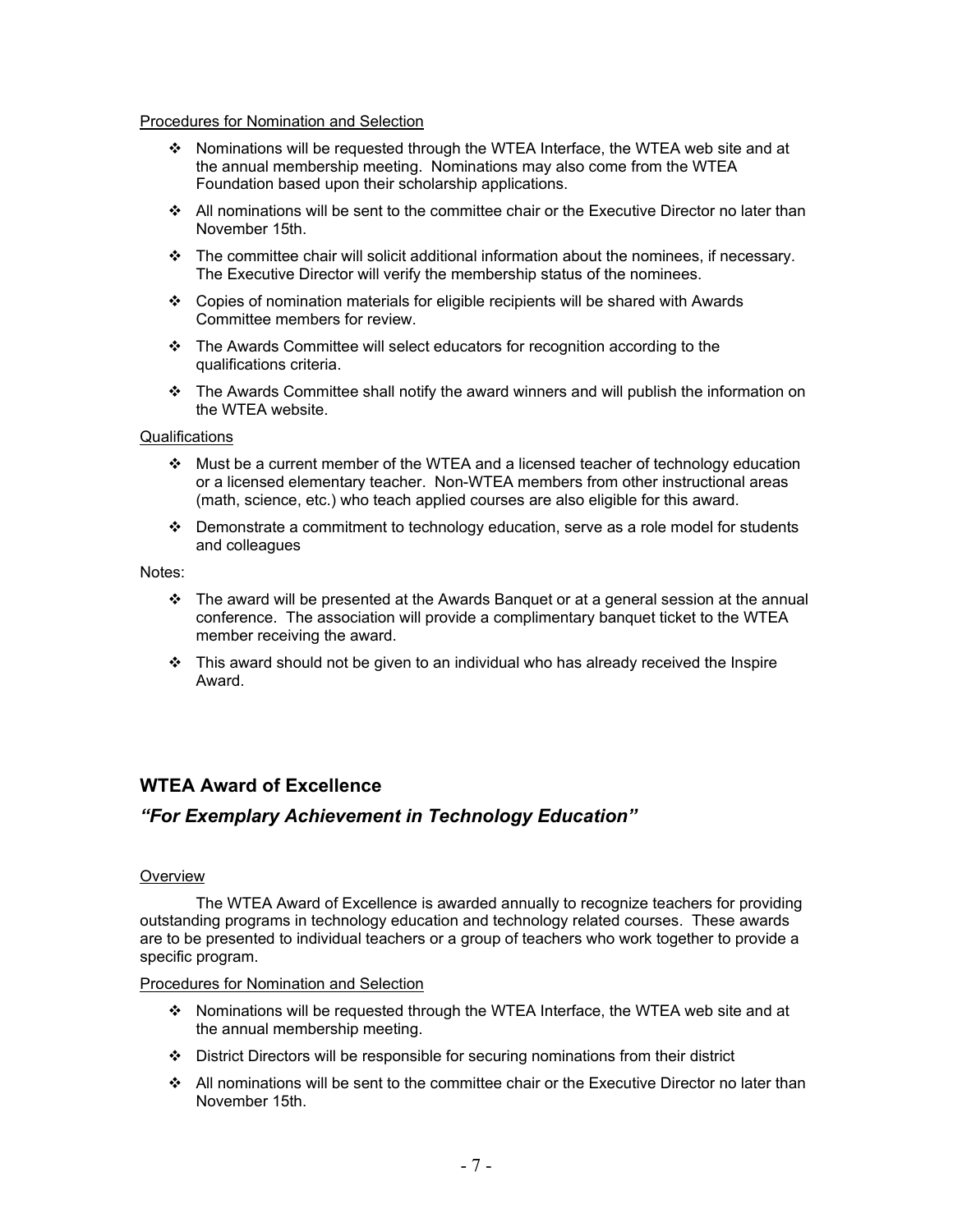Procedures for Nomination and Selection

- Nominations will be requested through the WTEA Interface, the WTEA web site and at the annual membership meeting. Nominations may also come from the WTEA Foundation based upon their scholarship applications.
- All nominations will be sent to the committee chair or the Executive Director no later than November 15th.
- The committee chair will solicit additional information about the nominees, if necessary. The Executive Director will verify the membership status of the nominees.
- Copies of nomination materials for eligible recipients will be shared with Awards Committee members for review.
- The Awards Committee will select educators for recognition according to the qualifications criteria.
- The Awards Committee shall notify the award winners and will publish the information on the WTEA website.

Qualifications

- Must be a current member of the WTEA and a licensed teacher of technology education or a licensed elementary teacher. Non-WTEA members from other instructional areas (math, science, etc.) who teach applied courses are also eligible for this award.
- Demonstrate a commitment to technology education, serve as a role model for students and colleagues

Notes:

- The award will be presented at the Awards Banquet or at a general session at the annual conference. The association will provide a complimentary banquet ticket to the WTEA member receiving the award.
- This award should not be given to an individual who has already received the Inspire Award.

## WTEA Award of Excellence

### *"For Exemplary Achievement in Technology Education"*

Overview

The WTEA Award of Excellence is awarded annually to recognize teachers for providing outstanding programs in technology education and technology related courses. These awards are to be presented to individual teachers or a group of teachers who work together to provide a specific program.

Procedures for Nomination and Selection

- Nominations will be requested through the WTEA Interface, the WTEA web site and at the annual membership meeting.
- District Directors will be responsible for securing nominations from their district
- All nominations will be sent to the committee chair or the Executive Director no later than November 15th.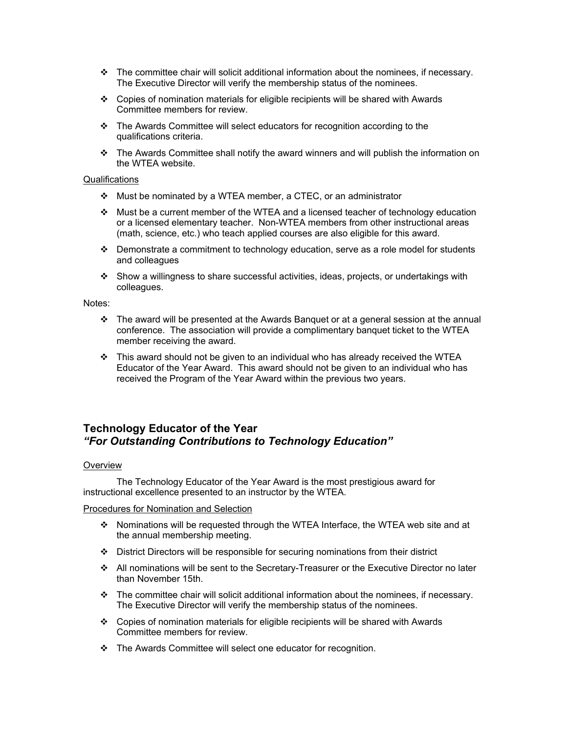- The committee chair will solicit additional information about the nominees, if necessary. The Executive Director will verify the membership status of the nominees.
- Copies of nomination materials for eligible recipients will be shared with Awards Committee members for review.
- The Awards Committee will select educators for recognition according to the qualifications criteria.
- The Awards Committee shall notify the award winners and will publish the information on the WTEA website.

Qualifications

- Must be nominated by a WTEA member, a CTEC, or an administrator
- Must be a current member of the WTEA and a licensed teacher of technology education or a licensed elementary teacher. Non-WTEA members from other instructional areas (math, science, etc.) who teach applied courses are also eligible for this award.
- Demonstrate a commitment to technology education, serve as a role model for students and colleagues
- Show a willingness to share successful activities, ideas, projects, or undertakings with colleagues.

Notes:

- The award will be presented at the Awards Banquet or at a general session at the annual conference. The association will provide a complimentary banquet ticket to the WTEA member receiving the award.
- This award should not be given to an individual who has already received the WTEA Educator of the Year Award. This award should not be given to an individual who has received the Program of the Year Award within the previous two years.

## Technology Educator of the Year
### *"For Outstanding Contributions to Technology Education"*

Overview

The Technology Educator of the Year Award is the most prestigious award for instructional excellence presented to an instructor by the WTEA.

Procedures for Nomination and Selection

- Nominations will be requested through the WTEA Interface, the WTEA web site and at the annual membership meeting.
- District Directors will be responsible for securing nominations from their district
- All nominations will be sent to the Secretary-Treasurer or the Executive Director no later than November 15th.
- The committee chair will solicit additional information about the nominees, if necessary. The Executive Director will verify the membership status of the nominees.
- Copies of nomination materials for eligible recipients will be shared with Awards Committee members for review.
- The Awards Committee will select one educator for recognition.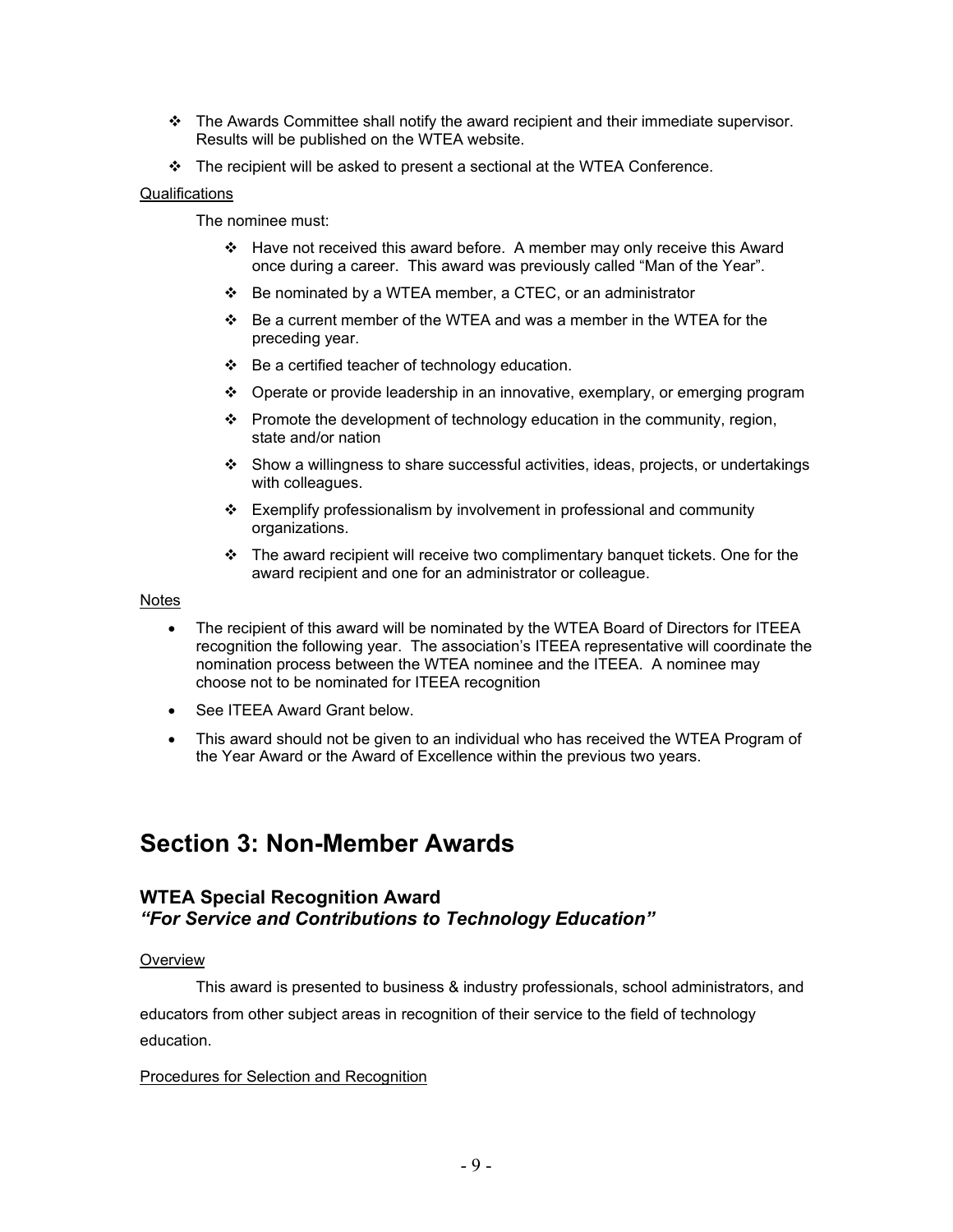- The Awards Committee shall notify the award recipient and their immediate supervisor. Results will be published on the WTEA website.
- The recipient will be asked to present a sectional at the WTEA Conference.

Qualifications

The nominee must:

- Have not received this award before. A member may only receive this Award once during a career. This award was previously called "Man of the Year".
- Be nominated by a WTEA member, a CTEC, or an administrator
- Be a current member of the WTEA and was a member in the WTEA for the preceding year.
- Be a certified teacher of technology education.
- Operate or provide leadership in an innovative, exemplary, or emerging program
- Promote the development of technology education in the community, region, state and/or nation
- Show a willingness to share successful activities, ideas, projects, or undertakings with colleagues.
- Exemplify professionalism by involvement in professional and community organizations.
- The award recipient will receive two complimentary banquet tickets. One for the award recipient and one for an administrator or colleague.

Notes

- The recipient of this award will be nominated by the WTEA Board of Directors for ITEEA recognition the following year. The association's ITEEA representative will coordinate the nomination process between the WTEA nominee and the ITEEA. A nominee may choose not to be nominated for ITEEA recognition
- See ITEEA Award Grant below.
- This award should not be given to an individual who has received the WTEA Program of the Year Award or the Award of Excellence within the previous two years.

# Section 3: Non-Member Awards

## WTEA Special Recognition Award
### *"For Service and Contributions to Technology Education"*

Overview

This award is presented to business & industry professionals, school administrators, and educators from other subject areas in recognition of their service to the field of technology education.

Procedures for Selection and Recognition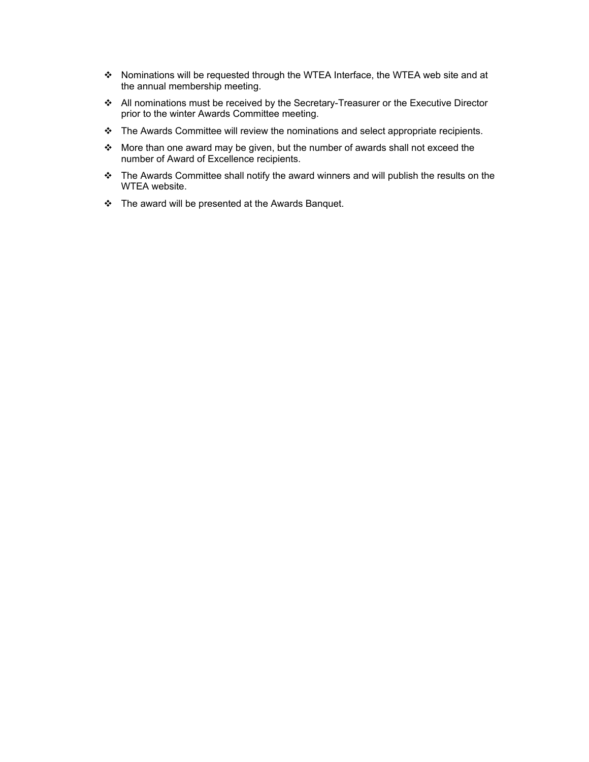- Nominations will be requested through the WTEA Interface, the WTEA web site and at the annual membership meeting.
- All nominations must be received by the Secretary-Treasurer or the Executive Director prior to the winter Awards Committee meeting.
- The Awards Committee will review the nominations and select appropriate recipients.
- More than one award may be given, but the number of awards shall not exceed the number of Award of Excellence recipients.
- The Awards Committee shall notify the award winners and will publish the results on the WTEA website.
- The award will be presented at the Awards Banquet.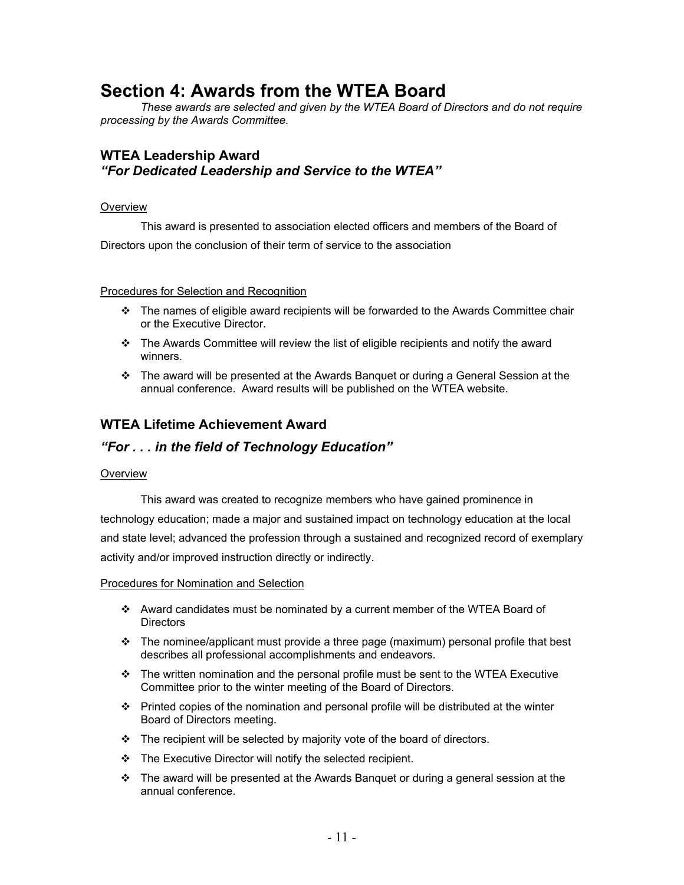# Section 4: Awards from the WTEA Board

*These awards are selected and given by the WTEA Board of Directors and do not require processing by the Awards Committee.*

## WTEA Leadership Award
### *"For Dedicated Leadership and Service to the WTEA"*

Overview

This award is presented to association elected officers and members of the Board of Directors upon the conclusion of their term of service to the association

Procedures for Selection and Recognition

- The names of eligible award recipients will be forwarded to the Awards Committee chair or the Executive Director.
- The Awards Committee will review the list of eligible recipients and notify the award winners.
- The award will be presented at the Awards Banquet or during a General Session at the annual conference. Award results will be published on the WTEA website.

## WTEA Lifetime Achievement Award
### *"For . . . in the field of Technology Education"*

Overview

This award was created to recognize members who have gained prominence in technology education; made a major and sustained impact on technology education at the local and state level; advanced the profession through a sustained and recognized record of exemplary activity and/or improved instruction directly or indirectly.

Procedures for Nomination and Selection

- Award candidates must be nominated by a current member of the WTEA Board of Directors
- The nominee/applicant must provide a three page (maximum) personal profile that best describes all professional accomplishments and endeavors.
- The written nomination and the personal profile must be sent to the WTEA Executive Committee prior to the winter meeting of the Board of Directors.
- Printed copies of the nomination and personal profile will be distributed at the winter Board of Directors meeting.
- The recipient will be selected by majority vote of the board of directors.
- The Executive Director will notify the selected recipient.
- The award will be presented at the Awards Banquet or during a general session at the annual conference.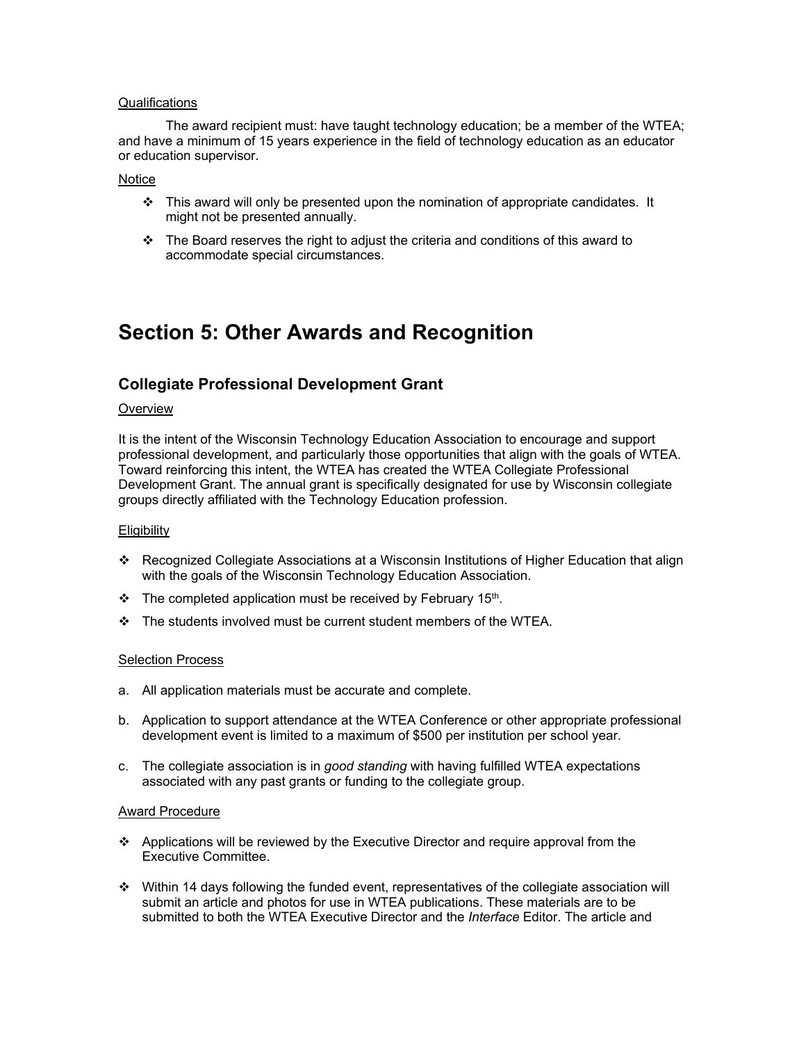Qualifications

The award recipient must: have taught technology education; be a member of the WTEA; and have a minimum of 15 years experience in the field of technology education as an educator or education supervisor.

Notice

- This award will only be presented upon the nomination of appropriate candidates. It might not be presented annually.
- The Board reserves the right to adjust the criteria and conditions of this award to accommodate special circumstances.

# Section 5: Other Awards and Recognition

## Collegiate Professional Development Grant

Overview

It is the intent of the Wisconsin Technology Education Association to encourage and support professional development, and particularly those opportunities that align with the goals of WTEA. Toward reinforcing this intent, the WTEA has created the WTEA Collegiate Professional Development Grant. The annual grant is specifically designated for use by Wisconsin collegiate groups directly affiliated with the Technology Education profession.

Eligibility

- Recognized Collegiate Associations at a Wisconsin Institutions of Higher Education that align with the goals of the Wisconsin Technology Education Association.
- The completed application must be received by February 15th.
- The students involved must be current student members of the WTEA.

Selection Process

a. All application materials must be accurate and complete.

b. Application to support attendance at the WTEA Conference or other appropriate professional development event is limited to a maximum of $500 per institution per school year.

c. The collegiate association is in *good standing* with having fulfilled WTEA expectations associated with any past grants or funding to the collegiate group.

Award Procedure

- Applications will be reviewed by the Executive Director and require approval from the Executive Committee.
- Within 14 days following the funded event, representatives of the collegiate association will submit an article and photos for use in WTEA publications. These materials are to be submitted to both the WTEA Executive Director and the *Interface* Editor. The article and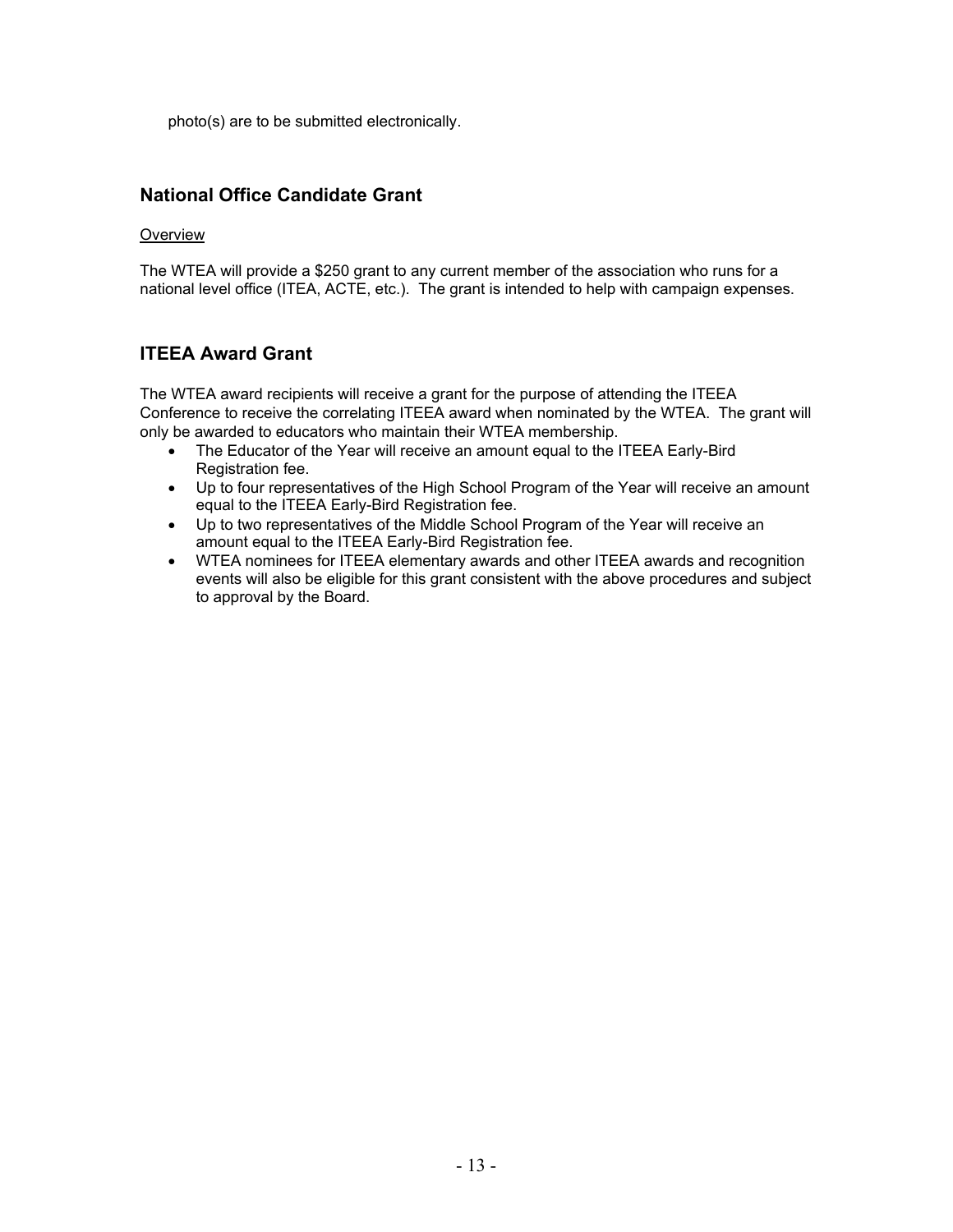photo(s) are to be submitted electronically.

## National Office Candidate Grant

Overview

The WTEA will provide a $250 grant to any current member of the association who runs for a national level office (ITEA, ACTE, etc.). The grant is intended to help with campaign expenses.

## ITEEA Award Grant

The WTEA award recipients will receive a grant for the purpose of attending the ITEEA Conference to receive the correlating ITEEA award when nominated by the WTEA. The grant will only be awarded to educators who maintain their WTEA membership.

- The Educator of the Year will receive an amount equal to the ITEEA Early-Bird Registration fee.
- Up to four representatives of the High School Program of the Year will receive an amount equal to the ITEEA Early-Bird Registration fee.
- Up to two representatives of the Middle School Program of the Year will receive an amount equal to the ITEEA Early-Bird Registration fee.
- WTEA nominees for ITEEA elementary awards and other ITEEA awards and recognition events will also be eligible for this grant consistent with the above procedures and subject to approval by the Board.